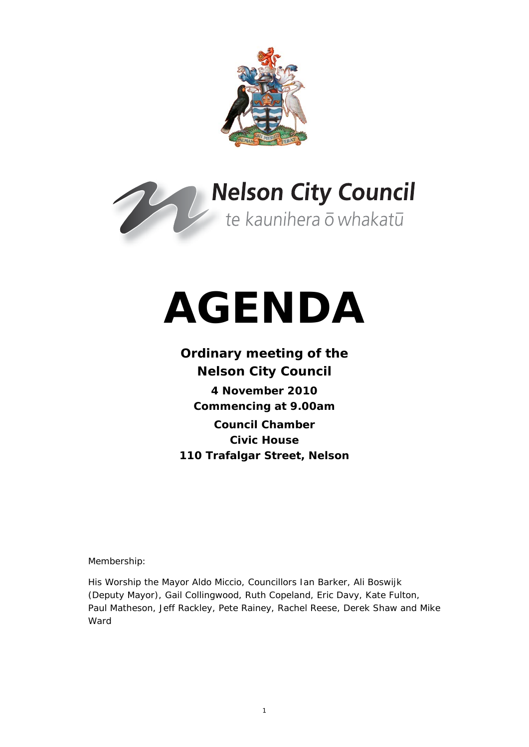Nelson City Council

te kaunihera ō whakatū

# AGENDA

**Ordinary meeting of the**
**Nelson City Council**

**4 November 2010**
**Commencing at 9.00am**

**Council Chamber**
**Civic House**
**110 Trafalgar Street, Nelson**

Membership:

His Worship the Mayor Aldo Miccio, Councillors Ian Barker, Ali Boswijk (Deputy Mayor), Gail Collingwood, Ruth Copeland, Eric Davy, Kate Fulton, Paul Matheson, Jeff Rackley, Pete Rainey, Rachel Reese, Derek Shaw and Mike Ward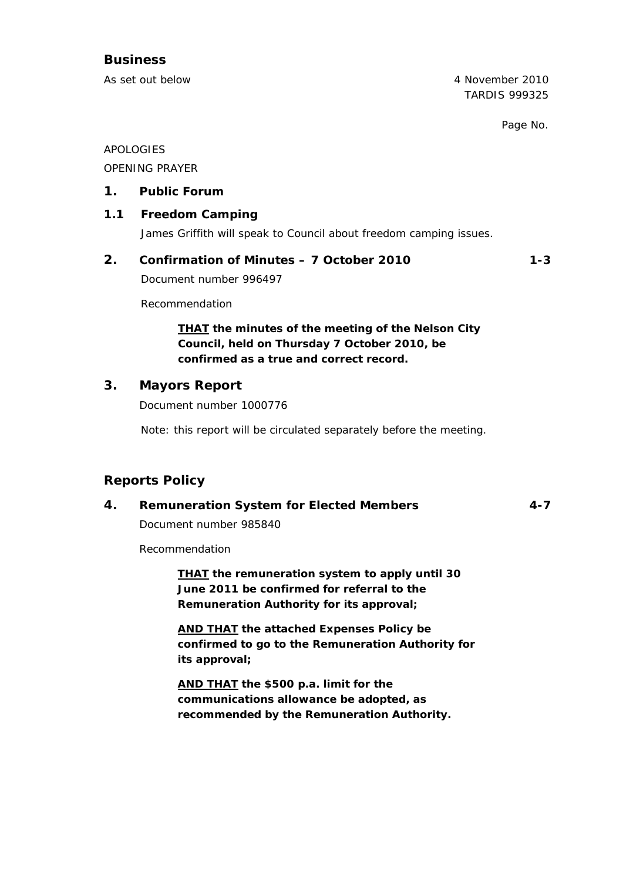## Business

As set out below

4 November 2010
TARDIS 999325

Page No.

APOLOGIES

OPENING PRAYER

### 1. Public Forum

### 1.1 Freedom Camping

James Griffith will speak to Council about freedom camping issues.

### 2. Confirmation of Minutes – 7 October 2010 1-3

Document number 996497

Recommendation

> **THAT the minutes of the meeting of the Nelson City Council, held on Thursday 7 October 2010, be confirmed as a true and correct record.**

### 3. Mayors Report

Document number 1000776

Note: this report will be circulated separately before the meeting.

## Reports Policy

### 4. Remuneration System for Elected Members 4-7

Document number 985840

Recommendation

> **THAT the remuneration system to apply until 30 June 2011 be confirmed for referral to the Remuneration Authority for its approval;**
>
> **AND THAT the attached Expenses Policy be confirmed to go to the Remuneration Authority for its approval;**
>
> **AND THAT the $500 p.a. limit for the communications allowance be adopted, as recommended by the Remuneration Authority.**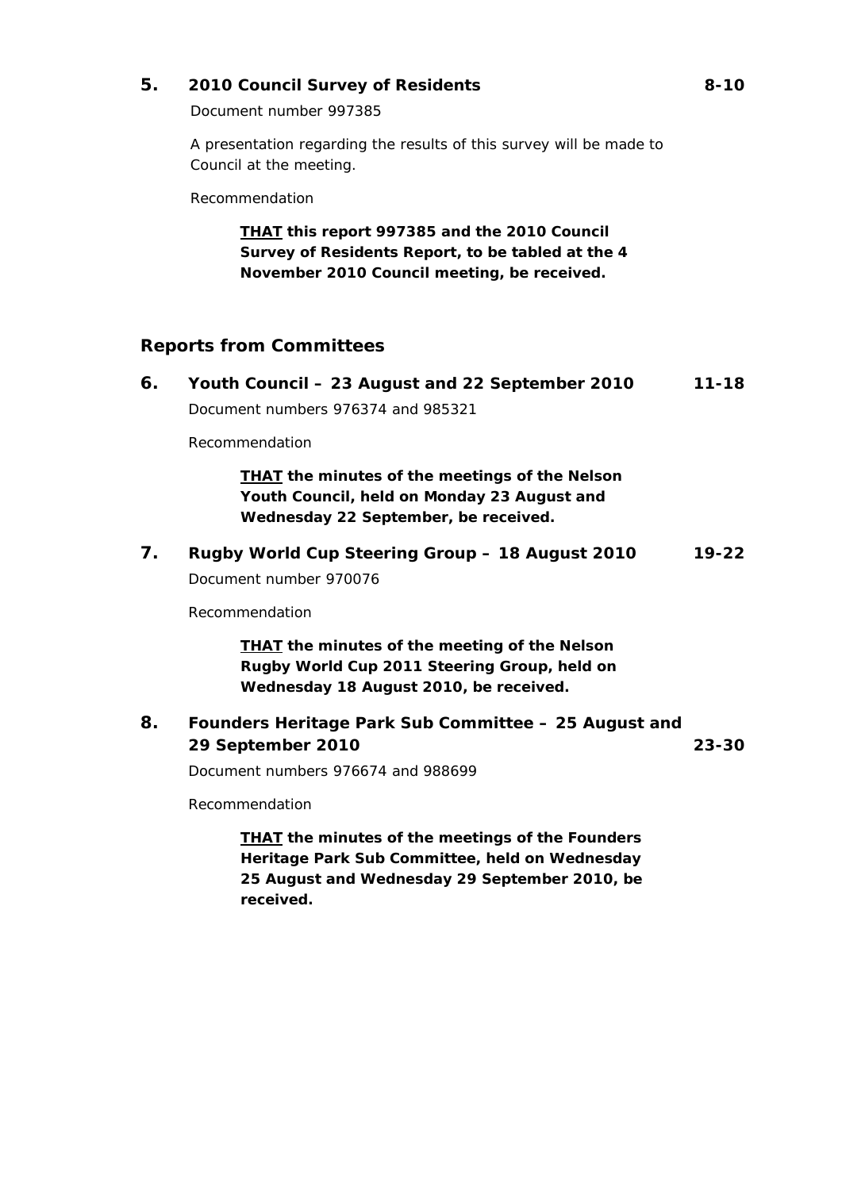## 5. 2010 Council Survey of Residents 8-10

Document number 997385

A presentation regarding the results of this survey will be made to Council at the meeting.

Recommendation

> ***THAT** this report 997385 and the 2010 Council Survey of Residents Report, to be tabled at the 4 November 2010 Council meeting, be received.*

## Reports from Committees

## 6. Youth Council – 23 August and 22 September 2010 11-18

Document numbers 976374 and 985321

Recommendation

> ***THAT** the minutes of the meetings of the Nelson Youth Council, held on Monday 23 August and Wednesday 22 September, be received.*

## 7. Rugby World Cup Steering Group – 18 August 2010 19-22

Document number 970076

Recommendation

> ***THAT** the minutes of the meeting of the Nelson Rugby World Cup 2011 Steering Group, held on Wednesday 18 August 2010, be received.*

## 8. Founders Heritage Park Sub Committee – 25 August and 29 September 2010 23-30

Document numbers 976674 and 988699

Recommendation

> ***THAT** the minutes of the meetings of the Founders Heritage Park Sub Committee, held on Wednesday 25 August and Wednesday 29 September 2010, be received.*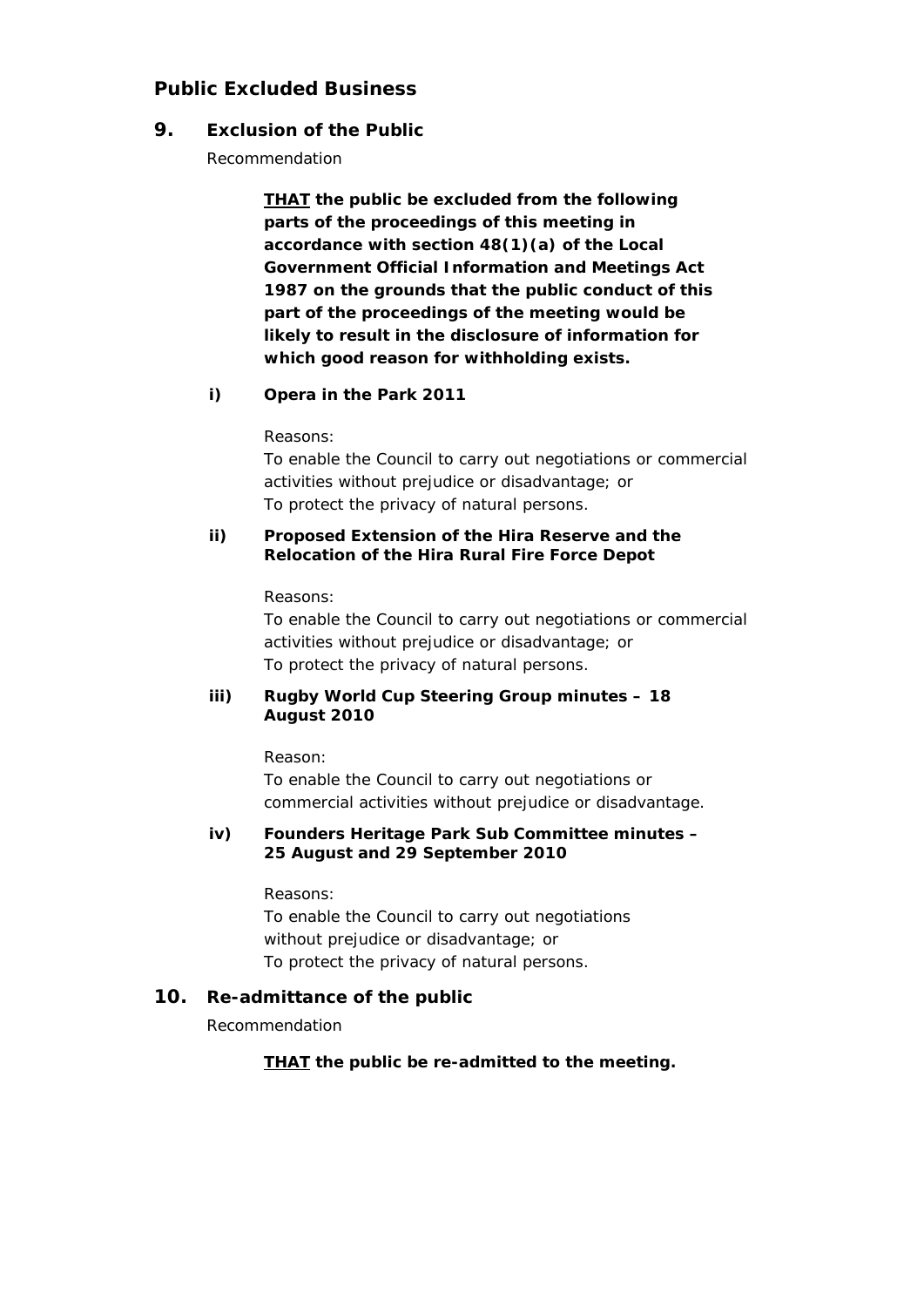## Public Excluded Business

### 9. Exclusion of the Public

Recommendation

> **<u>THAT</u> the public be excluded from the following parts of the proceedings of this meeting in accordance with section 48(1)(a) of the Local Government Official Information and Meetings Act 1987 on the grounds that the public conduct of this part of the proceedings of the meeting would be likely to result in the disclosure of information for which good reason for withholding exists.**

**i) Opera in the Park 2011**

Reasons:
To enable the Council to carry out negotiations or commercial activities without prejudice or disadvantage; or
To protect the privacy of natural persons.

**ii) Proposed Extension of the Hira Reserve and the Relocation of the Hira Rural Fire Force Depot**

Reasons:
To enable the Council to carry out negotiations or commercial activities without prejudice or disadvantage; or
To protect the privacy of natural persons.

**iii) Rugby World Cup Steering Group minutes – 18 August 2010**

Reason:
To enable the Council to carry out negotiations or commercial activities without prejudice or disadvantage.

**iv) Founders Heritage Park Sub Committee minutes – 25 August and 29 September 2010**

Reasons:
To enable the Council to carry out negotiations without prejudice or disadvantage; or
To protect the privacy of natural persons.

### 10. Re-admittance of the public

Recommendation

> **<u>THAT</u> the public be re-admitted to the meeting.**